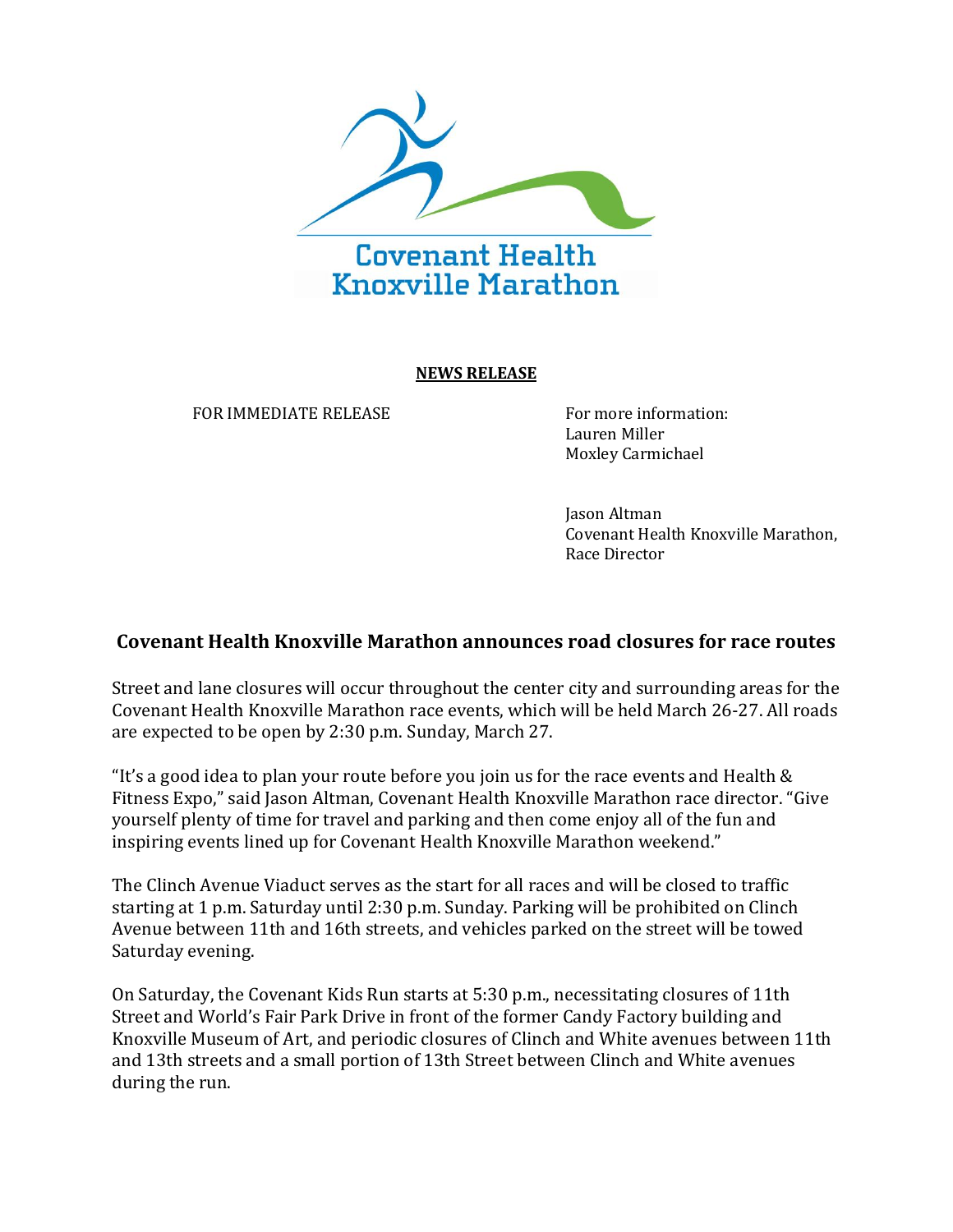Covenant Health Knoxville Marathon

**NEWS RELEASE**

FOR IMMEDIATE RELEASE

For more information:
Lauren Miller
Moxley Carmichael

Jason Altman
Covenant Health Knoxville Marathon,
Race Director

## Covenant Health Knoxville Marathon announces road closures for race routes

Street and lane closures will occur throughout the center city and surrounding areas for the Covenant Health Knoxville Marathon race events, which will be held March 26-27. All roads are expected to be open by 2:30 p.m. Sunday, March 27.

"It's a good idea to plan your route before you join us for the race events and Health & Fitness Expo," said Jason Altman, Covenant Health Knoxville Marathon race director. "Give yourself plenty of time for travel and parking and then come enjoy all of the fun and inspiring events lined up for Covenant Health Knoxville Marathon weekend."

The Clinch Avenue Viaduct serves as the start for all races and will be closed to traffic starting at 1 p.m. Saturday until 2:30 p.m. Sunday. Parking will be prohibited on Clinch Avenue between 11th and 16th streets, and vehicles parked on the street will be towed Saturday evening.

On Saturday, the Covenant Kids Run starts at 5:30 p.m., necessitating closures of 11th Street and World's Fair Park Drive in front of the former Candy Factory building and Knoxville Museum of Art, and periodic closures of Clinch and White avenues between 11th and 13th streets and a small portion of 13th Street between Clinch and White avenues during the run.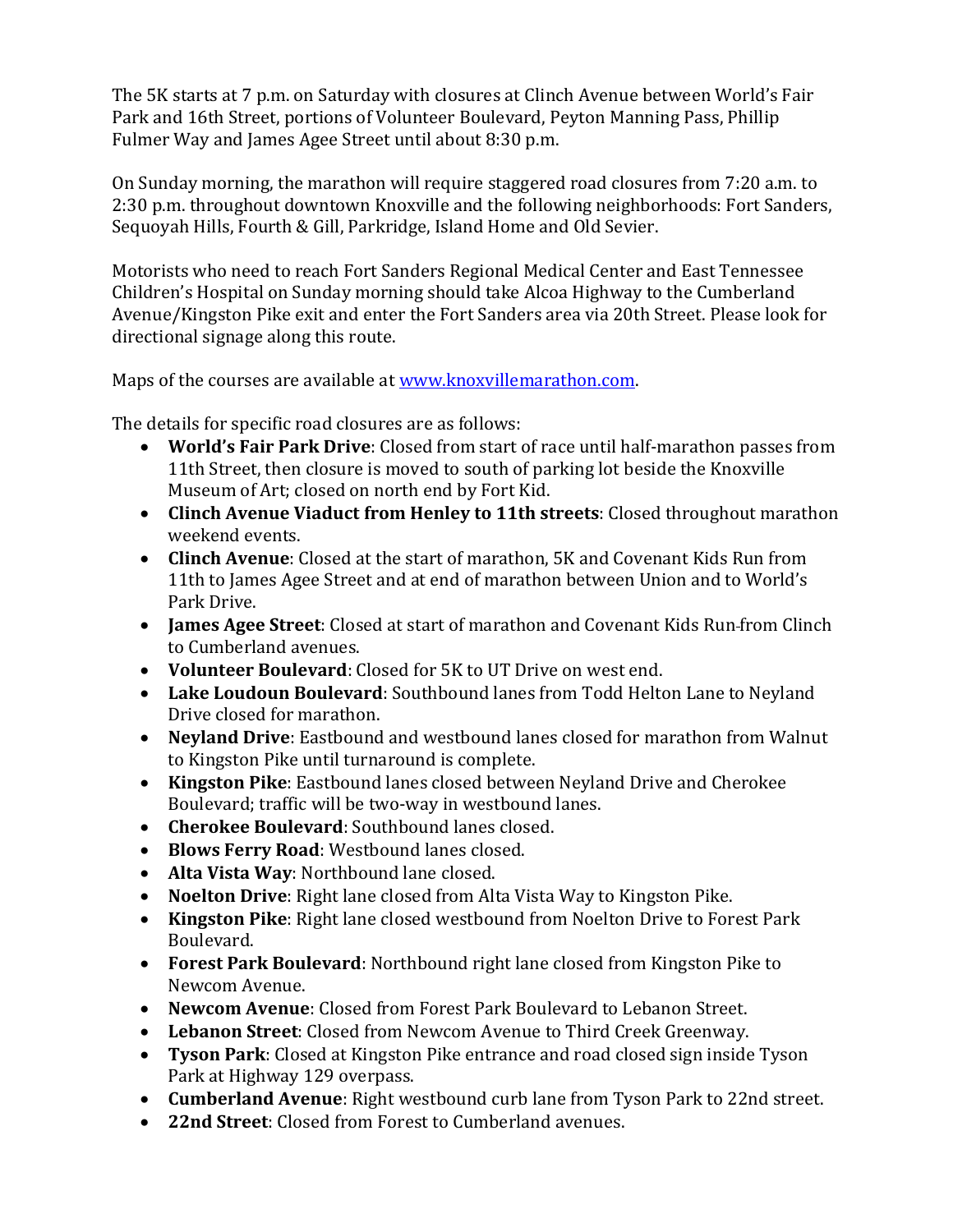The 5K starts at 7 p.m. on Saturday with closures at Clinch Avenue between World's Fair Park and 16th Street, portions of Volunteer Boulevard, Peyton Manning Pass, Phillip Fulmer Way and James Agee Street until about 8:30 p.m.

On Sunday morning, the marathon will require staggered road closures from 7:20 a.m. to 2:30 p.m. throughout downtown Knoxville and the following neighborhoods: Fort Sanders, Sequoyah Hills, Fourth & Gill, Parkridge, Island Home and Old Sevier.

Motorists who need to reach Fort Sanders Regional Medical Center and East Tennessee Children's Hospital on Sunday morning should take Alcoa Highway to the Cumberland Avenue/Kingston Pike exit and enter the Fort Sanders area via 20th Street. Please look for directional signage along this route.

Maps of the courses are available at [www.knoxvillemarathon.com](http://www.knoxvillemarathon.com).

The details for specific road closures are as follows:

- **World's Fair Park Drive**: Closed from start of race until half-marathon passes from 11th Street, then closure is moved to south of parking lot beside the Knoxville Museum of Art; closed on north end by Fort Kid.
- **Clinch Avenue Viaduct from Henley to 11th streets**: Closed throughout marathon weekend events.
- **Clinch Avenue**: Closed at the start of marathon, 5K and Covenant Kids Run from 11th to James Agee Street and at end of marathon between Union and to World's Park Drive.
- **James Agee Street**: Closed at start of marathon and Covenant Kids Run from Clinch to Cumberland avenues.
- **Volunteer Boulevard**: Closed for 5K to UT Drive on west end.
- **Lake Loudoun Boulevard**: Southbound lanes from Todd Helton Lane to Neyland Drive closed for marathon.
- **Neyland Drive**: Eastbound and westbound lanes closed for marathon from Walnut to Kingston Pike until turnaround is complete.
- **Kingston Pike**: Eastbound lanes closed between Neyland Drive and Cherokee Boulevard; traffic will be two-way in westbound lanes.
- **Cherokee Boulevard**: Southbound lanes closed.
- **Blows Ferry Road**: Westbound lanes closed.
- **Alta Vista Way**: Northbound lane closed.
- **Noelton Drive**: Right lane closed from Alta Vista Way to Kingston Pike.
- **Kingston Pike**: Right lane closed westbound from Noelton Drive to Forest Park Boulevard.
- **Forest Park Boulevard**: Northbound right lane closed from Kingston Pike to Newcom Avenue.
- **Newcom Avenue**: Closed from Forest Park Boulevard to Lebanon Street.
- **Lebanon Street**: Closed from Newcom Avenue to Third Creek Greenway.
- **Tyson Park**: Closed at Kingston Pike entrance and road closed sign inside Tyson Park at Highway 129 overpass.
- **Cumberland Avenue**: Right westbound curb lane from Tyson Park to 22nd street.
- **22nd Street**: Closed from Forest to Cumberland avenues.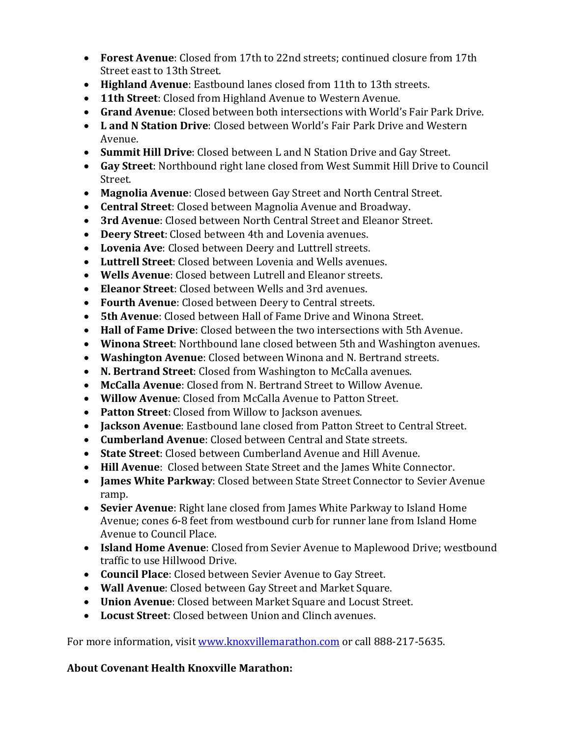- **Forest Avenue**: Closed from 17th to 22nd streets; continued closure from 17th Street east to 13th Street.
- **Highland Avenue**: Eastbound lanes closed from 11th to 13th streets.
- **11th Street**: Closed from Highland Avenue to Western Avenue.
- **Grand Avenue**: Closed between both intersections with World's Fair Park Drive.
- **L and N Station Drive**: Closed between World's Fair Park Drive and Western Avenue.
- **Summit Hill Drive**: Closed between L and N Station Drive and Gay Street.
- **Gay Street**: Northbound right lane closed from West Summit Hill Drive to Council Street.
- **Magnolia Avenue**: Closed between Gay Street and North Central Street.
- **Central Street**: Closed between Magnolia Avenue and Broadway.
- **3rd Avenue**: Closed between North Central Street and Eleanor Street.
- **Deery Street**: Closed between 4th and Lovenia avenues.
- **Lovenia Ave**: Closed between Deery and Luttrell streets.
- **Luttrell Street**: Closed between Lovenia and Wells avenues.
- **Wells Avenue**: Closed between Lutrell and Eleanor streets.
- **Eleanor Street**: Closed between Wells and 3rd avenues.
- **Fourth Avenue**: Closed between Deery to Central streets.
- **5th Avenue**: Closed between Hall of Fame Drive and Winona Street.
- **Hall of Fame Drive**: Closed between the two intersections with 5th Avenue.
- **Winona Street**: Northbound lane closed between 5th and Washington avenues.
- **Washington Avenue**: Closed between Winona and N. Bertrand streets.
- **N. Bertrand Street**: Closed from Washington to McCalla avenues.
- **McCalla Avenue**: Closed from N. Bertrand Street to Willow Avenue.
- **Willow Avenue**: Closed from McCalla Avenue to Patton Street.
- **Patton Street**: Closed from Willow to Jackson avenues.
- **Jackson Avenue**: Eastbound lane closed from Patton Street to Central Street.
- **Cumberland Avenue**: Closed between Central and State streets.
- **State Street**: Closed between Cumberland Avenue and Hill Avenue.
- **Hill Avenue**: Closed between State Street and the James White Connector.
- **James White Parkway**: Closed between State Street Connector to Sevier Avenue ramp.
- **Sevier Avenue**: Right lane closed from James White Parkway to Island Home Avenue; cones 6-8 feet from westbound curb for runner lane from Island Home Avenue to Council Place.
- **Island Home Avenue**: Closed from Sevier Avenue to Maplewood Drive; westbound traffic to use Hillwood Drive.
- **Council Place**: Closed between Sevier Avenue to Gay Street.
- **Wall Avenue**: Closed between Gay Street and Market Square.
- **Union Avenue**: Closed between Market Square and Locust Street.
- **Locust Street**: Closed between Union and Clinch avenues.

For more information, visit www.knoxvillemarathon.com or call 888-217-5635.

**About Covenant Health Knoxville Marathon:**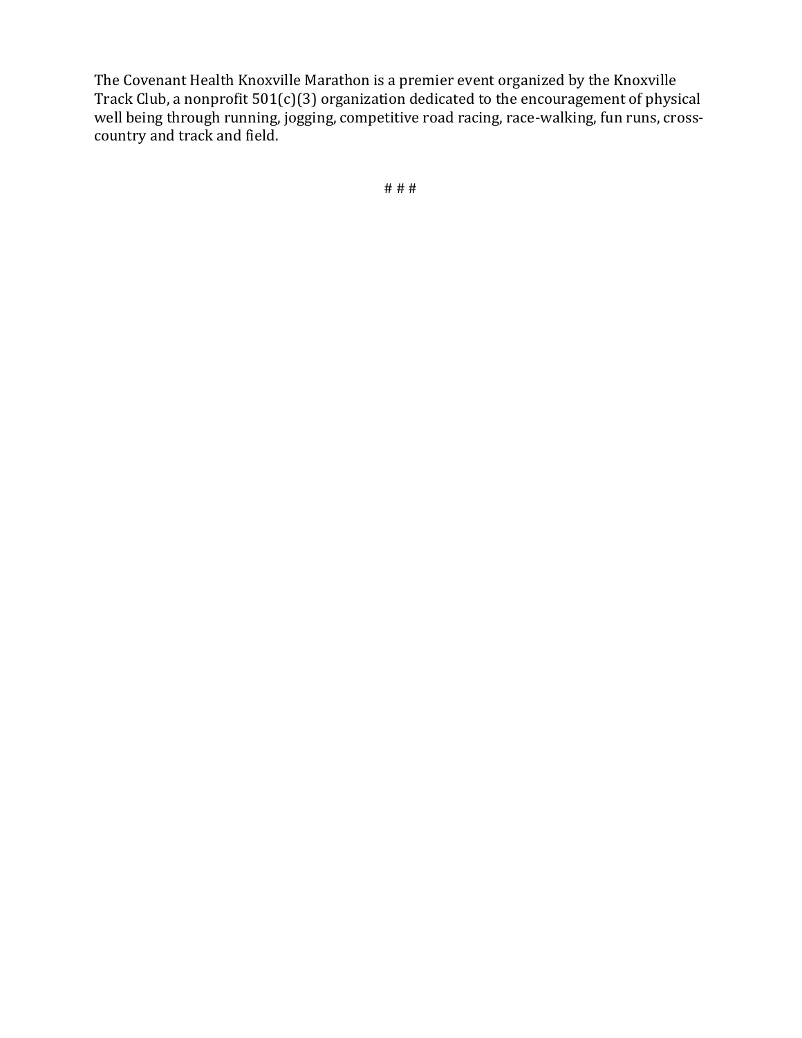The Covenant Health Knoxville Marathon is a premier event organized by the Knoxville Track Club, a nonprofit 501(c)(3) organization dedicated to the encouragement of physical well being through running, jogging, competitive road racing, race-walking, fun runs, cross-country and track and field.

# # #